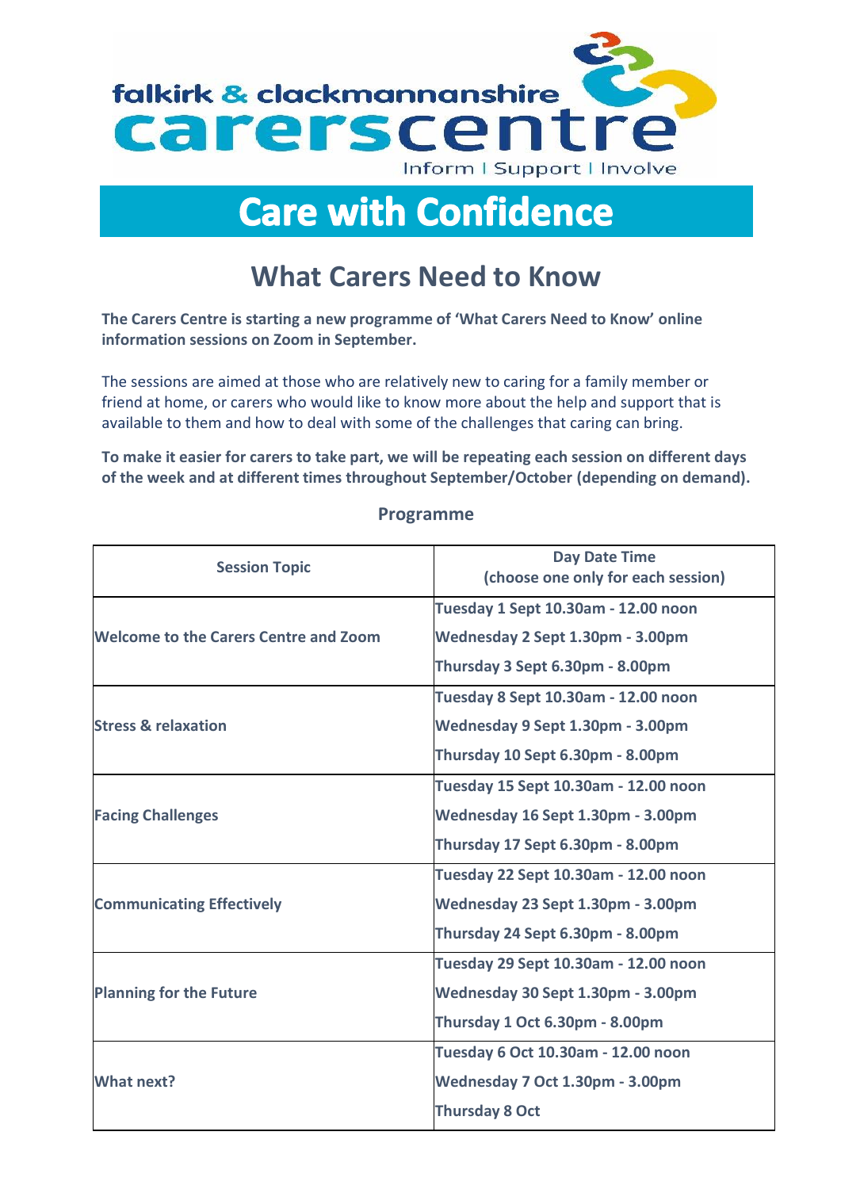falkirk & clackmannanshire
carerscentre
Inform | Support | Involve

# Care with Confidence

## What Carers Need to Know

**The Carers Centre is starting a new programme of 'What Carers Need to Know' online information sessions on Zoom in September.**

The sessions are aimed at those who are relatively new to caring for a family member or friend at home, or carers who would like to know more about the help and support that is available to them and how to deal with some of the challenges that caring can bring.

**To make it easier for carers to take part, we will be repeating each session on different days of the week and at different times throughout September/October (depending on demand).**

### Programme

| Session Topic | Day Date Time (choose one only for each session) |
|---|---|
| **Welcome to the Carers Centre and Zoom** | **Tuesday 1 Sept 10.30am - 12.00 noon** |
| | **Wednesday 2 Sept 1.30pm - 3.00pm** |
| | **Thursday 3 Sept 6.30pm - 8.00pm** |
| **Stress & relaxation** | **Tuesday 8 Sept 10.30am - 12.00 noon** |
| | **Wednesday 9 Sept 1.30pm - 3.00pm** |
| | **Thursday 10 Sept 6.30pm - 8.00pm** |
| **Facing Challenges** | **Tuesday 15 Sept 10.30am - 12.00 noon** |
| | **Wednesday 16 Sept 1.30pm - 3.00pm** |
| | **Thursday 17 Sept 6.30pm - 8.00pm** |
| **Communicating Effectively** | **Tuesday 22 Sept 10.30am - 12.00 noon** |
| | **Wednesday 23 Sept 1.30pm - 3.00pm** |
| | **Thursday 24 Sept 6.30pm - 8.00pm** |
| **Planning for the Future** | **Tuesday 29 Sept 10.30am - 12.00 noon** |
| | **Wednesday 30 Sept 1.30pm - 3.00pm** |
| | **Thursday 1 Oct 6.30pm - 8.00pm** |
| **What next?** | **Tuesday 6 Oct 10.30am - 12.00 noon** |
| | **Wednesday 7 Oct 1.30pm - 3.00pm** |
| | **Thursday 8 Oct** |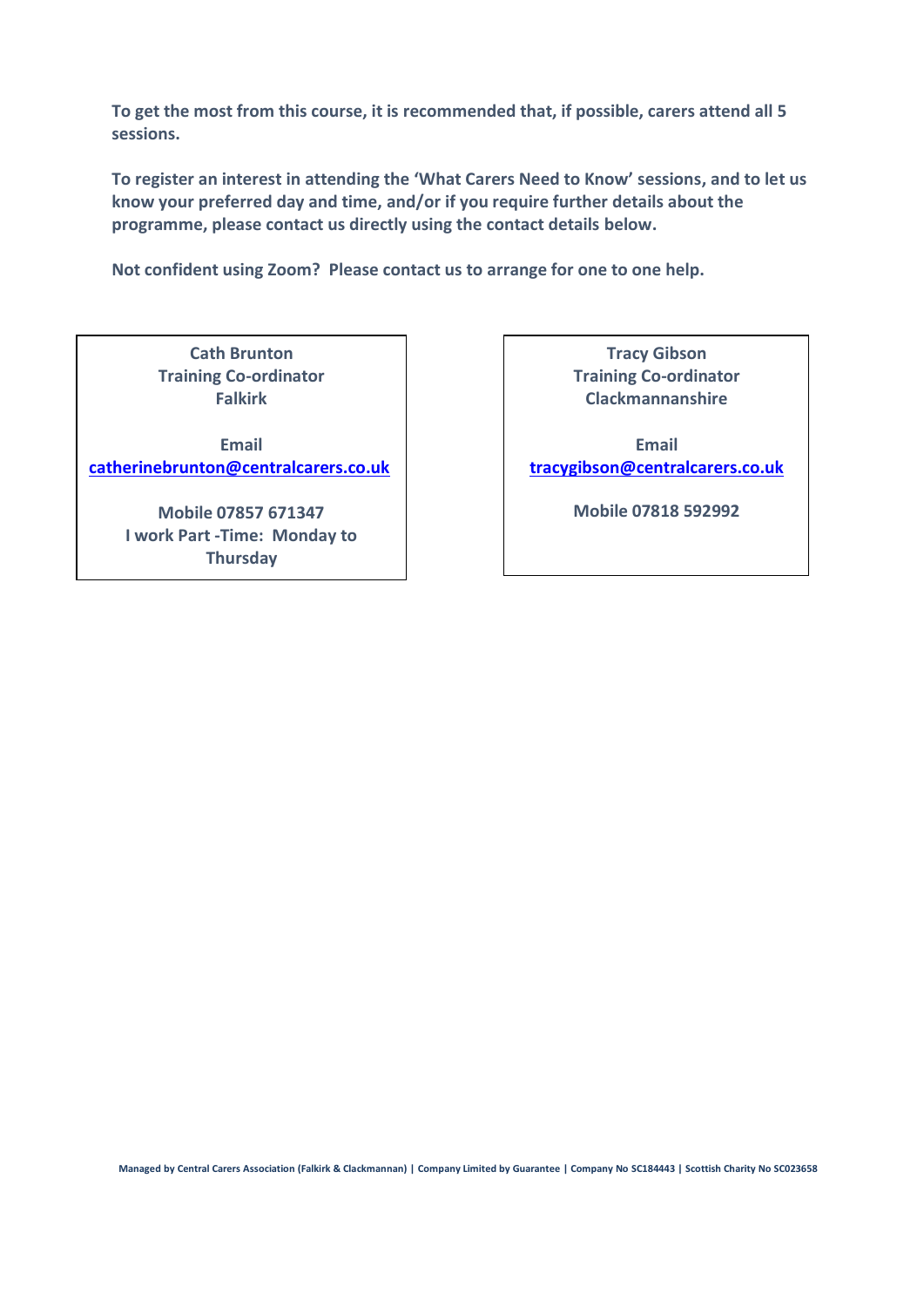**To get the most from this course, it is recommended that, if possible, carers attend all 5 sessions.**

**To register an interest in attending the 'What Carers Need to Know' sessions, and to let us know your preferred day and time, and/or if you require further details about the programme, please contact us directly using the contact details below.**

**Not confident using Zoom? Please contact us to arrange for one to one help.**

**Cath Brunton**
**Training Co-ordinator**
**Falkirk**

**Email**
**catherinebrunton@centralcarers.co.uk**

**Mobile 07857 671347**
**I work Part -Time: Monday to Thursday**

**Tracy Gibson**
**Training Co-ordinator**
**Clackmannanshire**

**Email**
**tracygibson@centralcarers.co.uk**

**Mobile 07818 592992**

**Managed by Central Carers Association (Falkirk & Clackmannan) | Company Limited by Guarantee | Company No SC184443 | Scottish Charity No SC023658**